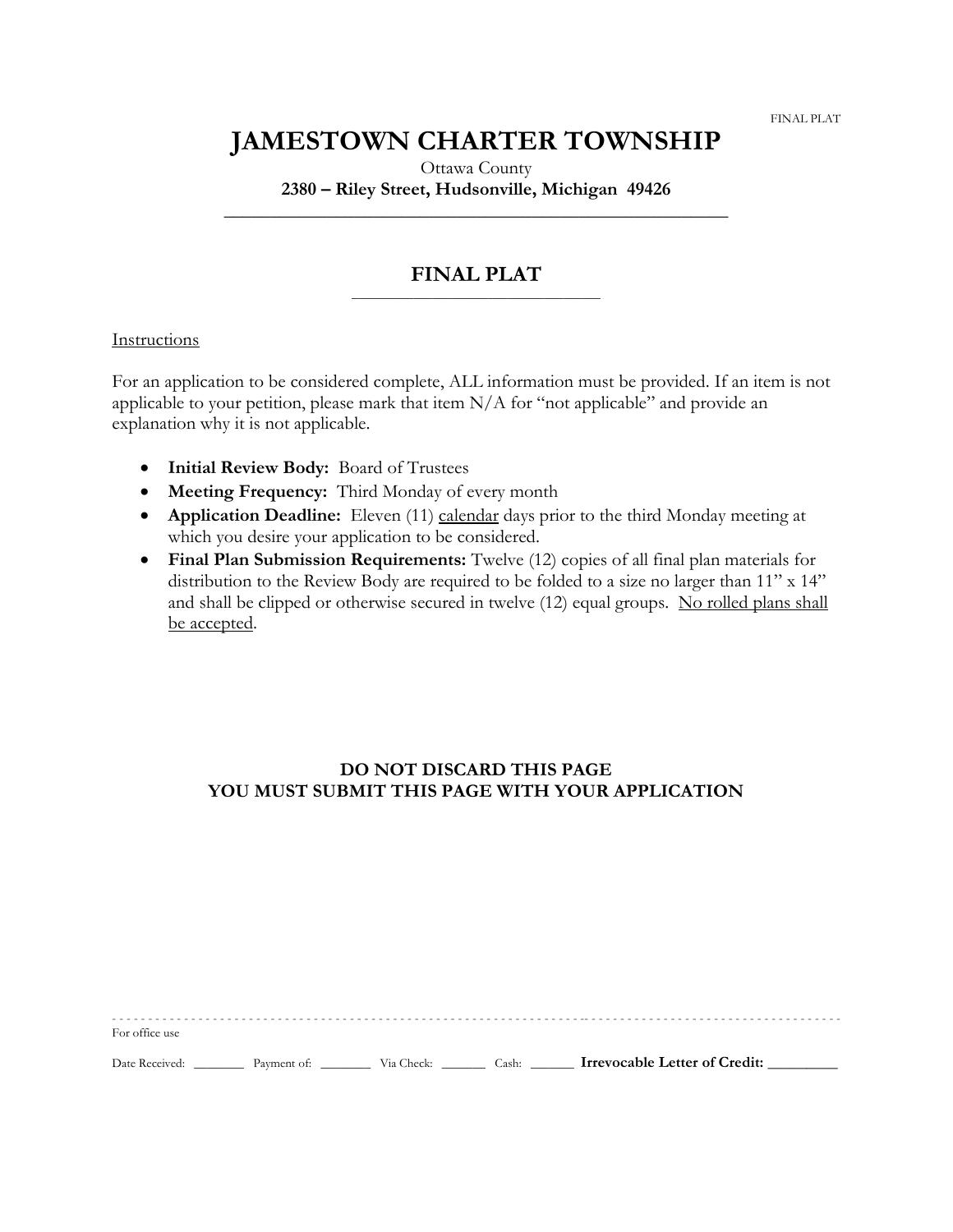FINAL PLAT

# JAMESTOWN CHARTER TOWNSHIP

Ottawa County

**2380 – Riley Street, Hudsonville, Michigan 49426**

---

## FINAL PLAT

Instructions

For an application to be considered complete, ALL information must be provided. If an item is not applicable to your petition, please mark that item N/A for "not applicable" and provide an explanation why it is not applicable.

- **Initial Review Body:** Board of Trustees
- **Meeting Frequency:** Third Monday of every month
- **Application Deadline:** Eleven (11) calendar days prior to the third Monday meeting at which you desire your application to be considered.
- **Final Plan Submission Requirements:** Twelve (12) copies of all final plan materials for distribution to the Review Body are required to be folded to a size no larger than 11" x 14" and shall be clipped or otherwise secured in twelve (12) equal groups. No rolled plans shall be accepted.

**DO NOT DISCARD THIS PAGE**
**YOU MUST SUBMIT THIS PAGE WITH YOUR APPLICATION**

---

For office use

Date Received: ________ Payment of: ________ Via Check: _______ Cash: _______ **Irrevocable Letter of Credit:** _________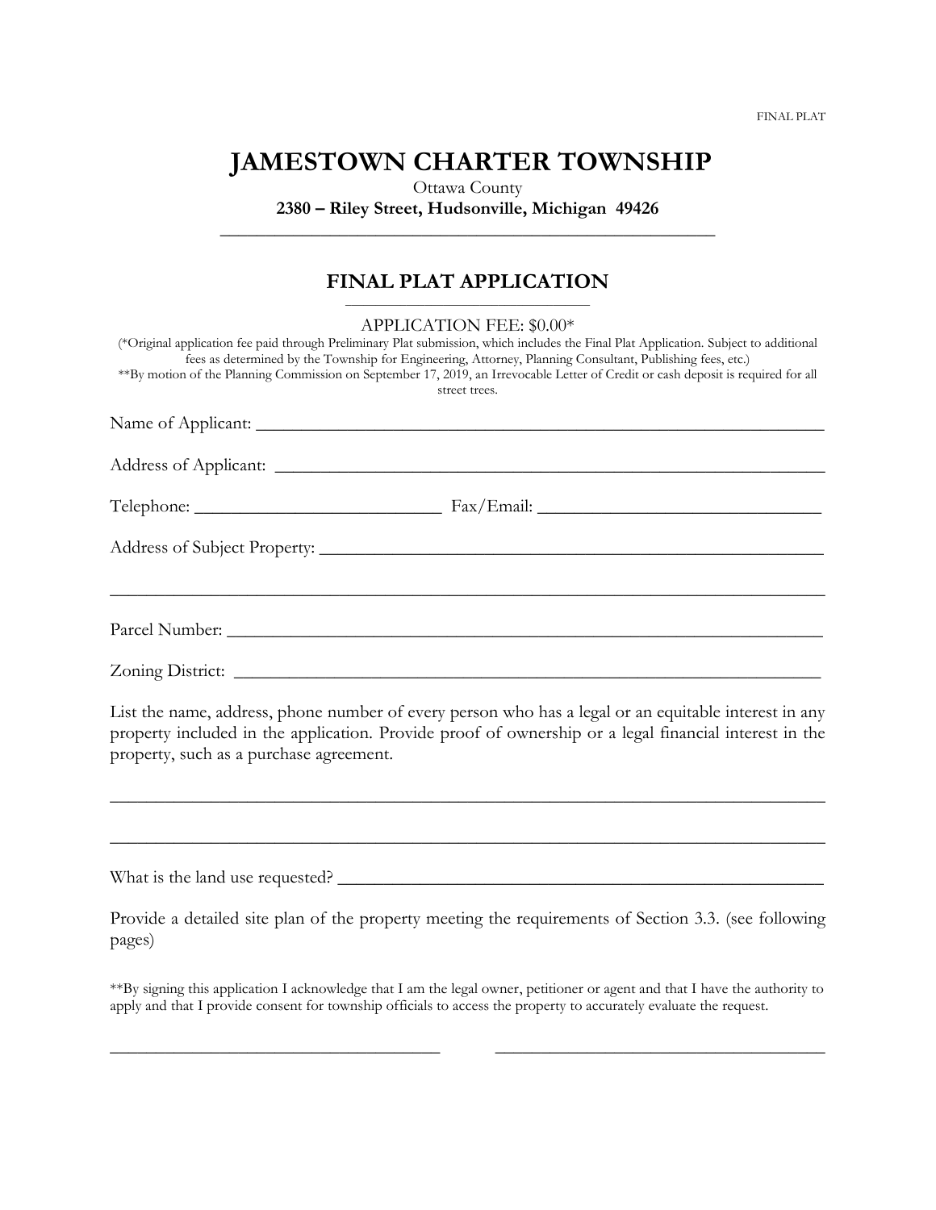FINAL PLAT

# JAMESTOWN CHARTER TOWNSHIP

Ottawa County

**2380 – Riley Street, Hudsonville, Michigan 49426**

---

## FINAL PLAT APPLICATION

APPLICATION FEE: $0.00*

(*Original application fee paid through Preliminary Plat submission, which includes the Final Plat Application. Subject to additional fees as determined by the Township for Engineering, Attorney, Planning Consultant, Publishing fees, etc.)

**By motion of the Planning Commission on September 17, 2019, an Irrevocable Letter of Credit or cash deposit is required for all street trees.

Name of Applicant: ____________________________________________________________

Address of Applicant: __________________________________________________________

Telephone: ___________________________ Fax/Email: _______________________________

Address of Subject Property: ____________________________________________________

_____________________________________________________________________________

Parcel Number: ________________________________________________________________

Zoning District: _______________________________________________________________

List the name, address, phone number of every person who has a legal or an equitable interest in any property included in the application. Provide proof of ownership or a legal financial interest in the property, such as a purchase agreement.

_____________________________________________________________________________

_____________________________________________________________________________

What is the land use requested? __________________________________________________

Provide a detailed site plan of the property meeting the requirements of Section 3.3. (see following pages)

**By signing this application I acknowledge that I am the legal owner, petitioner or agent and that I have the authority to apply and that I provide consent for township officials to access the property to accurately evaluate the request.

_____________________________________ _____________________________________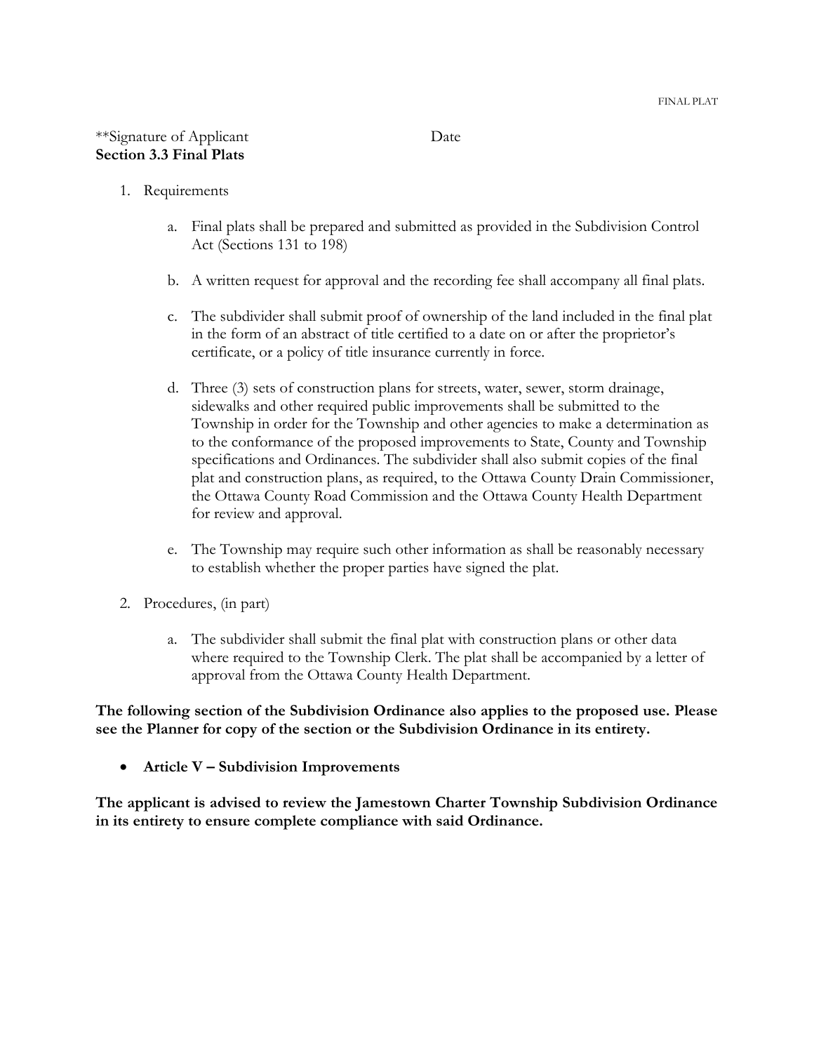**Signature of Applicant Date

**Section 3.3 Final Plats**

1. Requirements

    a. Final plats shall be prepared and submitted as provided in the Subdivision Control Act (Sections 131 to 198)

    b. A written request for approval and the recording fee shall accompany all final plats.

    c. The subdivider shall submit proof of ownership of the land included in the final plat in the form of an abstract of title certified to a date on or after the proprietor's certificate, or a policy of title insurance currently in force.

    d. Three (3) sets of construction plans for streets, water, sewer, storm drainage, sidewalks and other required public improvements shall be submitted to the Township in order for the Township and other agencies to make a determination as to the conformance of the proposed improvements to State, County and Township specifications and Ordinances. The subdivider shall also submit copies of the final plat and construction plans, as required, to the Ottawa County Drain Commissioner, the Ottawa County Road Commission and the Ottawa County Health Department for review and approval.

    e. The Township may require such other information as shall be reasonably necessary to establish whether the proper parties have signed the plat.

2. Procedures, (in part)

    a. The subdivider shall submit the final plat with construction plans or other data where required to the Township Clerk. The plat shall be accompanied by a letter of approval from the Ottawa County Health Department.

**The following section of the Subdivision Ordinance also applies to the proposed use. Please see the Planner for copy of the section or the Subdivision Ordinance in its entirety.**

- **Article V – Subdivision Improvements**

**The applicant is advised to review the Jamestown Charter Township Subdivision Ordinance in its entirety to ensure complete compliance with said Ordinance.**